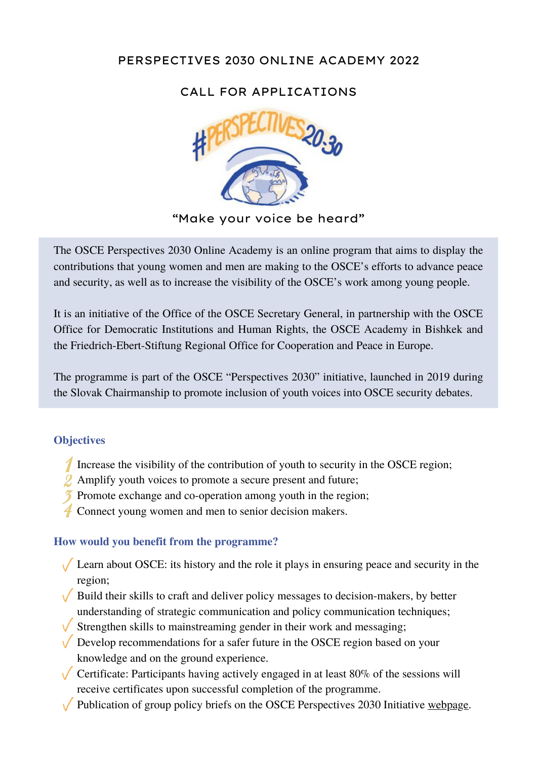# PERSPECTIVES 2030 ONLINE ACADEMY 2022

## CALL FOR APPLICATIONS

#PERSPECTIVES20:30

"Make your voice be heard"

The OSCE Perspectives 2030 Online Academy is an online program that aims to display the contributions that young women and men are making to the OSCE's efforts to advance peace and security, as well as to increase the visibility of the OSCE's work among young people.

It is an initiative of the Office of the OSCE Secretary General, in partnership with the OSCE Office for Democratic Institutions and Human Rights, the OSCE Academy in Bishkek and the Friedrich-Ebert-Stiftung Regional Office for Cooperation and Peace in Europe.

The programme is part of the OSCE "Perspectives 2030" initiative, launched in 2019 during the Slovak Chairmanship to promote inclusion of youth voices into OSCE security debates.

### Objectives

1. Increase the visibility of the contribution of youth to security in the OSCE region;
2. Amplify youth voices to promote a secure present and future;
3. Promote exchange and co-operation among youth in the region;
4. Connect young women and men to senior decision makers.

### How would you benefit from the programme?

- ✓ Learn about OSCE: its history and the role it plays in ensuring peace and security in the region;
- ✓ Build their skills to craft and deliver policy messages to decision-makers, by better understanding of strategic communication and policy communication techniques;
- ✓ Strengthen skills to mainstreaming gender in their work and messaging;
- ✓ Develop recommendations for a safer future in the OSCE region based on your knowledge and on the ground experience.
- ✓ Certificate: Participants having actively engaged in at least 80% of the sessions will receive certificates upon successful completion of the programme.
- ✓ Publication of group policy briefs on the OSCE Perspectives 2030 Initiative webpage.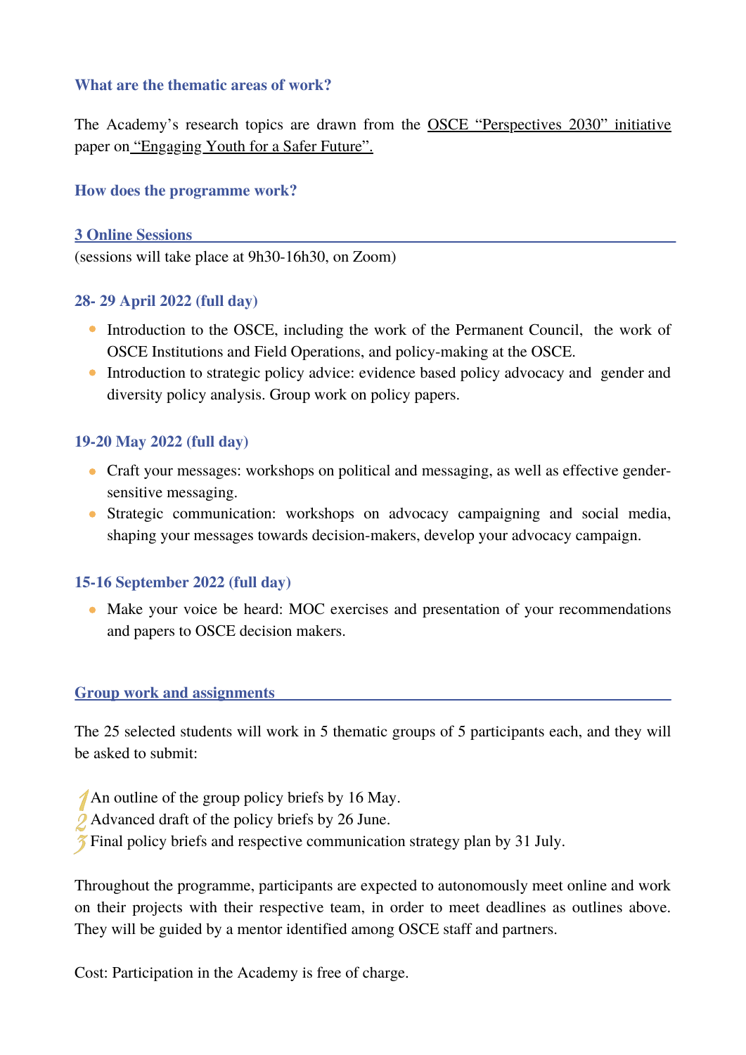### What are the thematic areas of work?

The Academy's research topics are drawn from the OSCE "Perspectives 2030" initiative paper on "Engaging Youth for a Safer Future".

### How does the programme work?

#### 3 Online Sessions

(sessions will take place at 9h30-16h30, on Zoom)

#### 28- 29 April 2022 (full day)

- Introduction to the OSCE, including the work of the Permanent Council, the work of OSCE Institutions and Field Operations, and policy-making at the OSCE.
- Introduction to strategic policy advice: evidence based policy advocacy and gender and diversity policy analysis. Group work on policy papers.

#### 19-20 May 2022 (full day)

- Craft your messages: workshops on political and messaging, as well as effective gender-sensitive messaging.
- Strategic communication: workshops on advocacy campaigning and social media, shaping your messages towards decision-makers, develop your advocacy campaign.

#### 15-16 September 2022 (full day)

- Make your voice be heard: MOC exercises and presentation of your recommendations and papers to OSCE decision makers.

#### Group work and assignments

The 25 selected students will work in 5 thematic groups of 5 participants each, and they will be asked to submit:

1. An outline of the group policy briefs by 16 May.
2. Advanced draft of the policy briefs by 26 June.
3. Final policy briefs and respective communication strategy plan by 31 July.

Throughout the programme, participants are expected to autonomously meet online and work on their projects with their respective team, in order to meet deadlines as outlines above. They will be guided by a mentor identified among OSCE staff and partners.

Cost: Participation in the Academy is free of charge.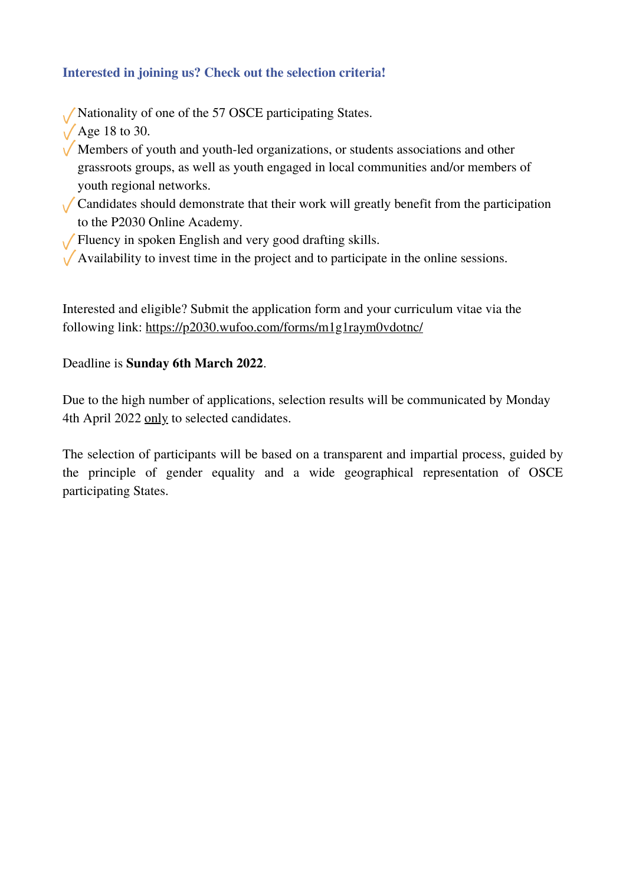### Interested in joining us? Check out the selection criteria!

- ✓ Nationality of one of the 57 OSCE participating States.
- ✓ Age 18 to 30.
- ✓ Members of youth and youth-led organizations, or students associations and other grassroots groups, as well as youth engaged in local communities and/or members of youth regional networks.
- ✓ Candidates should demonstrate that their work will greatly benefit from the participation to the P2030 Online Academy.
- ✓ Fluency in spoken English and very good drafting skills.
- ✓ Availability to invest time in the project and to participate in the online sessions.

Interested and eligible? Submit the application form and your curriculum vitae via the following link: https://p2030.wufoo.com/forms/m1g1raym0vdotnc/

Deadline is **Sunday 6th March 2022**.

Due to the high number of applications, selection results will be communicated by Monday 4th April 2022 only to selected candidates.

The selection of participants will be based on a transparent and impartial process, guided by the principle of gender equality and a wide geographical representation of OSCE participating States.